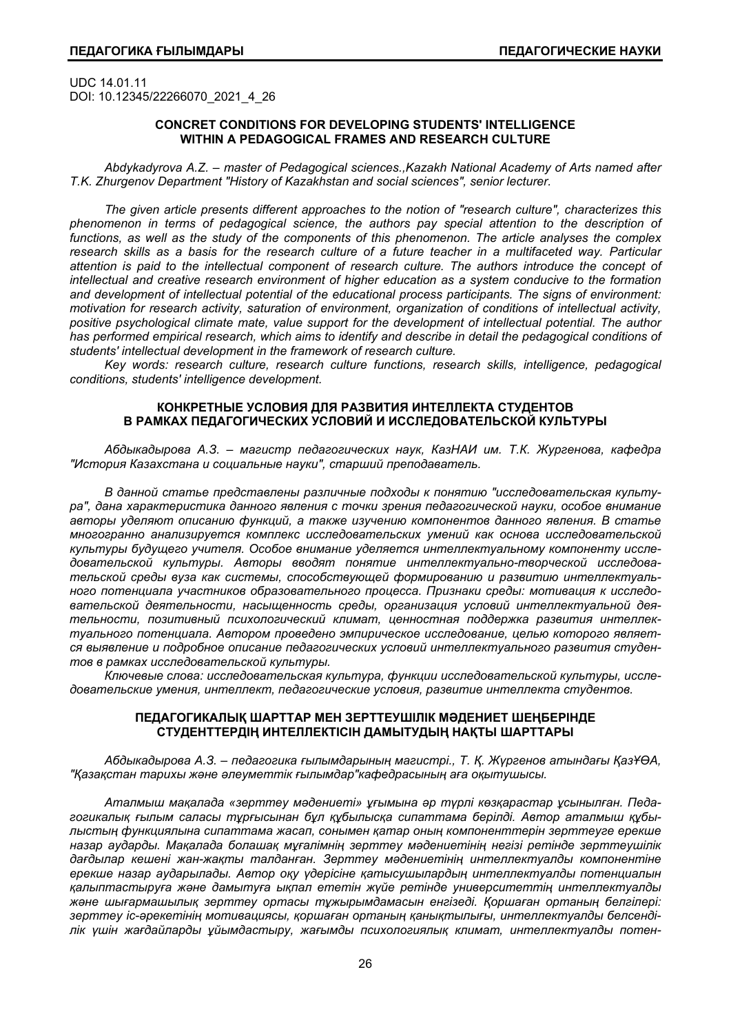UDC 14.01.11
DOI: 10.12345/22266070_2021_4_26

**CONCRET CONDITIONS FOR DEVELOPING STUDENTS' INTELLIGENCE WITHIN A PEDAGOGICAL FRAMES AND RESEARCH CULTURE**

*Abdykadyrova A.Z. – master of Pedagogical sciences.,Kazakh National Academy of Arts named after T.K. Zhurgenov Department "History of Kazakhstan and social sciences", senior lecturer.*

*The given article presents different approaches to the notion of "research culture", characterizes this phenomenon in terms of pedagogical science, the authors pay special attention to the description of functions, as well as the study of the components of this phenomenon. The article analyses the complex research skills as a basis for the research culture of a future teacher in a multifaceted way. Particular attention is paid to the intellectual component of research culture. The authors introduce the concept of intellectual and creative research environment of higher education as a system conducive to the formation and development of intellectual potential of the educational process participants. The signs of environment: motivation for research activity, saturation of environment, organization of conditions of intellectual activity, positive psychological climate mate, value support for the development of intellectual potential. The author has performed empirical research, which aims to identify and describe in detail the pedagogical conditions of students' intellectual development in the framework of research culture.*

*Key words: research culture, research culture functions, research skills, intelligence, pedagogical conditions, students' intelligence development.*

**КОНКРЕТНЫЕ УСЛОВИЯ ДЛЯ РАЗВИТИЯ ИНТЕЛЛЕКТА СТУДЕНТОВ В РАМКАХ ПЕДАГОГИЧЕСКИХ УСЛОВИЙ И ИССЛЕДОВАТЕЛЬСКОЙ КУЛЬТУРЫ**

*Абдыкадырова А.З. – магистр педагогических наук, КазНАИ им. Т.К. Жургенова, кафедра "История Казахстана и социальные науки", старший преподаватель.*

*В данной статье представлены различные подходы к понятию "исследовательская культура", дана характеристика данного явления с точки зрения педагогической науки, особое внимание авторы уделяют описанию функций, а также изучению компонентов данного явления. В статье многогранно анализируется комплекс исследовательских умений как основа исследовательской культуры будущего учителя. Особое внимание уделяется интеллектуальному компоненту исследовательской культуры. Авторы вводят понятие интеллектуально-творческой исследовательской среды вуза как системы, способствующей формированию и развитию интеллектуального потенциала участников образовательного процесса. Признаки среды: мотивация к исследовательской деятельности, насыщенность среды, организация условий интеллектуальной деятельности, позитивный психологический климат, ценностная поддержка развития интеллектуального потенциала. Автором проведено эмпирическое исследование, целью которого является выявление и подробное описание педагогических условий интеллектуального развития студентов в рамках исследовательской культуры.*

*Ключевые слова: исследовательская культура, функции исследовательской культуры, исследовательские умения, интеллект, педагогические условия, развитие интеллекта студентов.*

**ПЕДАГОГИКАЛЫҚ ШАРТТАР МЕН ЗЕРТТЕУШІЛІК МӘДЕНИЕТ ШЕҢБЕРІНДЕ СТУДЕНТТЕРДІҢ ИНТЕЛЛЕКТІСІН ДАМЫТУДЫҢ НАҚТЫ ШАРТТАРЫ**

*Абдыкадырова А.З. – педагогика ғылымдарының магистрі., Т. Қ. Жүргенов атындағы ҚазҰӨА, "Қазақстан тарихы және әлеуметтік ғылымдар"кафедрасының аға оқытушысы.*

*Аталмыш мақалада «зерттеу мәдениеті» ұғымына әр түрлі көзқарастар ұсынылған. Педагогикалық ғылым саласы тұрғысынан бұл құбылысқа сипаттама берілді. Автор аталмыш құбылыстың функциялына сипаттама жасап, сонымен қатар оның компоненттерін зерттеуге ерекше назар аударды. Мақалада болашақ мұғалімнің зерттеу мәдениетінің негізі ретінде зерттеушілік дағдылар кешені жан-жақты талданған. Зерттеу мәдениетінің интеллектуалды компонентіне ерекше назар аударылады. Автор оқу үдерісіне қатысушылардың интеллектуалды потенциалын қалыптастыруға және дамытуға ықпал ететін жүйе ретінде университеттің интеллектуалды және шығармашылық зерттеу ортасы тұжырымдамасын енгізеді. Қоршаған ортаның белгілері: зерттеу іс-әрекетінің мотивациясы, қоршаған ортаның қанықтылығы, интеллектуалды белсенділік үшін жағдайларды ұйымдастыру, жағымды психологиялық климат, интеллектуалды потен-*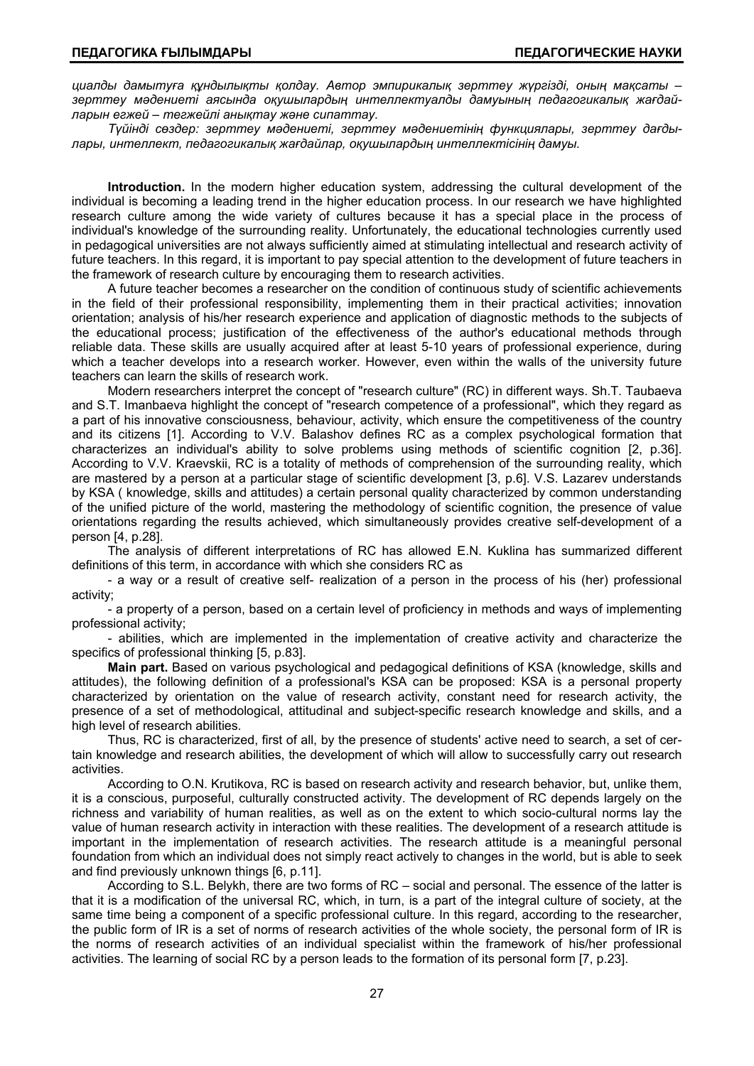*циалды дамытуға құндылықты қолдау. Автор эмпирикалық зерттеу жүргізді, оның мақсаты – зерттеу мәдениеті аясында оқушылардың интеллектуалды дамуының педагогикалық жағдайларын егжей – тегжейлі анықтау және сипаттау.*

*Түйінді сөздер: зерттеу мәдениеті, зерттеу мәдениетінің функциялары, зерттеу дағдылары, интеллект, педагогикалық жағдайлар, оқушылардың интеллектісінің дамуы.*

**Introduction.** In the modern higher education system, addressing the cultural development of the individual is becoming a leading trend in the higher education process. In our research we have highlighted research culture among the wide variety of cultures because it has a special place in the process of individual's knowledge of the surrounding reality. Unfortunately, the educational technologies currently used in pedagogical universities are not always sufficiently aimed at stimulating intellectual and research activity of future teachers. In this regard, it is important to pay special attention to the development of future teachers in the framework of research culture by encouraging them to research activities.

A future teacher becomes a researcher on the condition of continuous study of scientific achievements in the field of their professional responsibility, implementing them in their practical activities; innovation orientation; analysis of his/her research experience and application of diagnostic methods to the subjects of the educational process; justification of the effectiveness of the author's educational methods through reliable data. These skills are usually acquired after at least 5-10 years of professional experience, during which a teacher develops into a research worker. However, even within the walls of the university future teachers can learn the skills of research work.

Modern researchers interpret the concept of "research culture" (RC) in different ways. Sh.T. Taubaeva and S.T. Imanbaeva highlight the concept of "research competence of a professional", which they regard as a part of his innovative consciousness, behaviour, activity, which ensure the competitiveness of the country and its citizens [1]. According to V.V. Balashov defines RC as a complex psychological formation that characterizes an individual's ability to solve problems using methods of scientific cognition [2, p.36]. According to V.V. Kraevskii, RC is a totality of methods of comprehension of the surrounding reality, which are mastered by a person at a particular stage of scientific development [3, p.6]. V.S. Lazarev understands by KSA ( knowledge, skills and attitudes) a certain personal quality characterized by common understanding of the unified picture of the world, mastering the methodology of scientific cognition, the presence of value orientations regarding the results achieved, which simultaneously provides creative self-development of a person [4, p.28].

The analysis of different interpretations of RC has allowed E.N. Kuklina has summarized different definitions of this term, in accordance with which she considers RC as

- a way or a result of creative self- realization of a person in the process of his (her) professional activity;
- a property of a person, based on a certain level of proficiency in methods and ways of implementing professional activity;
- abilities, which are implemented in the implementation of creative activity and characterize the specifics of professional thinking [5, p.83].

**Main part.** Based on various psychological and pedagogical definitions of KSA (knowledge, skills and attitudes), the following definition of a professional's KSA can be proposed: KSA is a personal property characterized by orientation on the value of research activity, constant need for research activity, the presence of a set of methodological, attitudinal and subject-specific research knowledge and skills, and a high level of research abilities.

Thus, RC is characterized, first of all, by the presence of students' active need to search, a set of certain knowledge and research abilities, the development of which will allow to successfully carry out research activities.

According to O.N. Krutikova, RC is based on research activity and research behavior, but, unlike them, it is a conscious, purposeful, culturally constructed activity. The development of RC depends largely on the richness and variability of human realities, as well as on the extent to which socio-cultural norms lay the value of human research activity in interaction with these realities. The development of a research attitude is important in the implementation of research activities. The research attitude is a meaningful personal foundation from which an individual does not simply react actively to changes in the world, but is able to seek and find previously unknown things [6, p.11].

According to S.L. Belykh, there are two forms of RC – social and personal. The essence of the latter is that it is a modification of the universal RC, which, in turn, is a part of the integral culture of society, at the same time being a component of a specific professional culture. In this regard, according to the researcher, the public form of IR is a set of norms of research activities of the whole society, the personal form of IR is the norms of research activities of an individual specialist within the framework of his/her professional activities. The learning of social RC by a person leads to the formation of its personal form [7, p.23].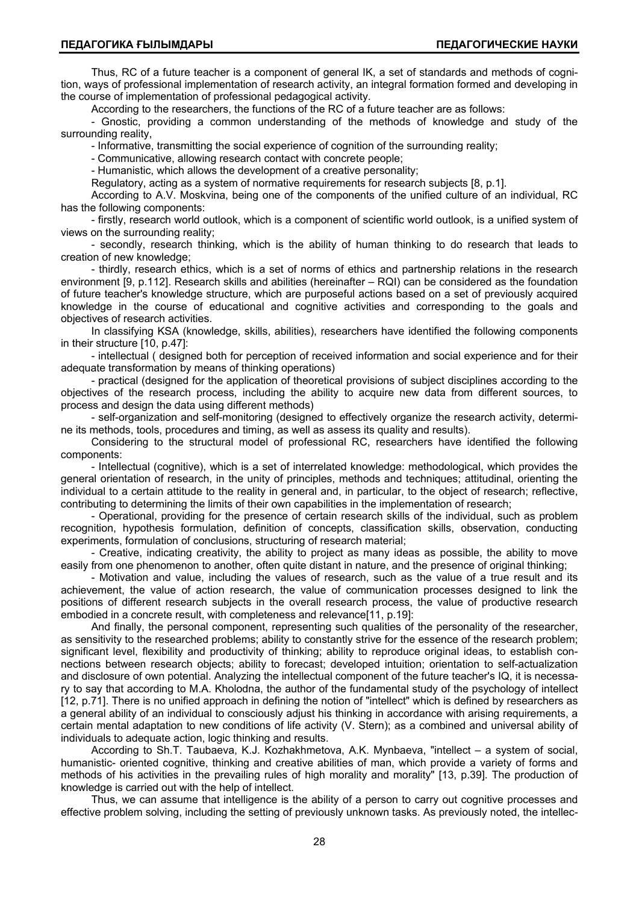Thus, RC of a future teacher is a component of general IK, a set of standards and methods of cognition, ways of professional implementation of research activity, an integral formation formed and developing in the course of implementation of professional pedagogical activity.

According to the researchers, the functions of the RC of a future teacher are as follows:

- Gnostic, providing a common understanding of the methods of knowledge and study of the surrounding reality,
- Informative, transmitting the social experience of cognition of the surrounding reality;
- Communicative, allowing research contact with concrete people;
- Humanistic, which allows the development of a creative personality;

Regulatory, acting as a system of normative requirements for research subjects [8, p.1].

According to A.V. Moskvina, being one of the components of the unified culture of an individual, RC has the following components:

- firstly, research world outlook, which is a component of scientific world outlook, is a unified system of views on the surrounding reality;
- secondly, research thinking, which is the ability of human thinking to do research that leads to creation of new knowledge;
- thirdly, research ethics, which is a set of norms of ethics and partnership relations in the research environment [9, p.112]. Research skills and abilities (hereinafter – RQI) can be considered as the foundation of future teacher's knowledge structure, which are purposeful actions based on a set of previously acquired knowledge in the course of educational and cognitive activities and corresponding to the goals and objectives of research activities.

In classifying KSA (knowledge, skills, abilities), researchers have identified the following components in their structure [10, p.47]:

- intellectual ( designed both for perception of received information and social experience and for their adequate transformation by means of thinking operations)
- practical (designed for the application of theoretical provisions of subject disciplines according to the objectives of the research process, including the ability to acquire new data from different sources, to process and design the data using different methods)
- self-organization and self-monitoring (designed to effectively organize the research activity, determine its methods, tools, procedures and timing, as well as assess its quality and results).

Considering to the structural model of professional RC, researchers have identified the following components:

- Intellectual (cognitive), which is a set of interrelated knowledge: methodological, which provides the general orientation of research, in the unity of principles, methods and techniques; attitudinal, orienting the individual to a certain attitude to the reality in general and, in particular, to the object of research; reflective, contributing to determining the limits of their own capabilities in the implementation of research;
- Operational, providing for the presence of certain research skills of the individual, such as problem recognition, hypothesis formulation, definition of concepts, classification skills, observation, conducting experiments, formulation of conclusions, structuring of research material;
- Creative, indicating creativity, the ability to project as many ideas as possible, the ability to move easily from one phenomenon to another, often quite distant in nature, and the presence of original thinking;
- Motivation and value, including the values of research, such as the value of a true result and its achievement, the value of action research, the value of communication processes designed to link the positions of different research subjects in the overall research process, the value of productive research embodied in a concrete result, with completeness and relevance[11, p.19]:

And finally, the personal component, representing such qualities of the personality of the researcher, as sensitivity to the researched problems; ability to constantly strive for the essence of the research problem; significant level, flexibility and productivity of thinking; ability to reproduce original ideas, to establish connections between research objects; ability to forecast; developed intuition; orientation to self-actualization and disclosure of own potential. Analyzing the intellectual component of the future teacher's IQ, it is necessary to say that according to M.A. Kholodna, the author of the fundamental study of the psychology of intellect [12, p.71]. There is no unified approach in defining the notion of "intellect" which is defined by researchers as a general ability of an individual to consciously adjust his thinking in accordance with arising requirements, a certain mental adaptation to new conditions of life activity (V. Stern); as a combined and universal ability of individuals to adequate action, logic thinking and results.

According to Sh.T. Taubaeva, K.J. Kozhakhmetova, A.K. Mynbaeva, "intellect – a system of social, humanistic- oriented cognitive, thinking and creative abilities of man, which provide a variety of forms and methods of his activities in the prevailing rules of high morality and morality" [13, p.39]. The production of knowledge is carried out with the help of intellect.

Thus, we can assume that intelligence is the ability of a person to carry out cognitive processes and effective problem solving, including the setting of previously unknown tasks. As previously noted, the intellec-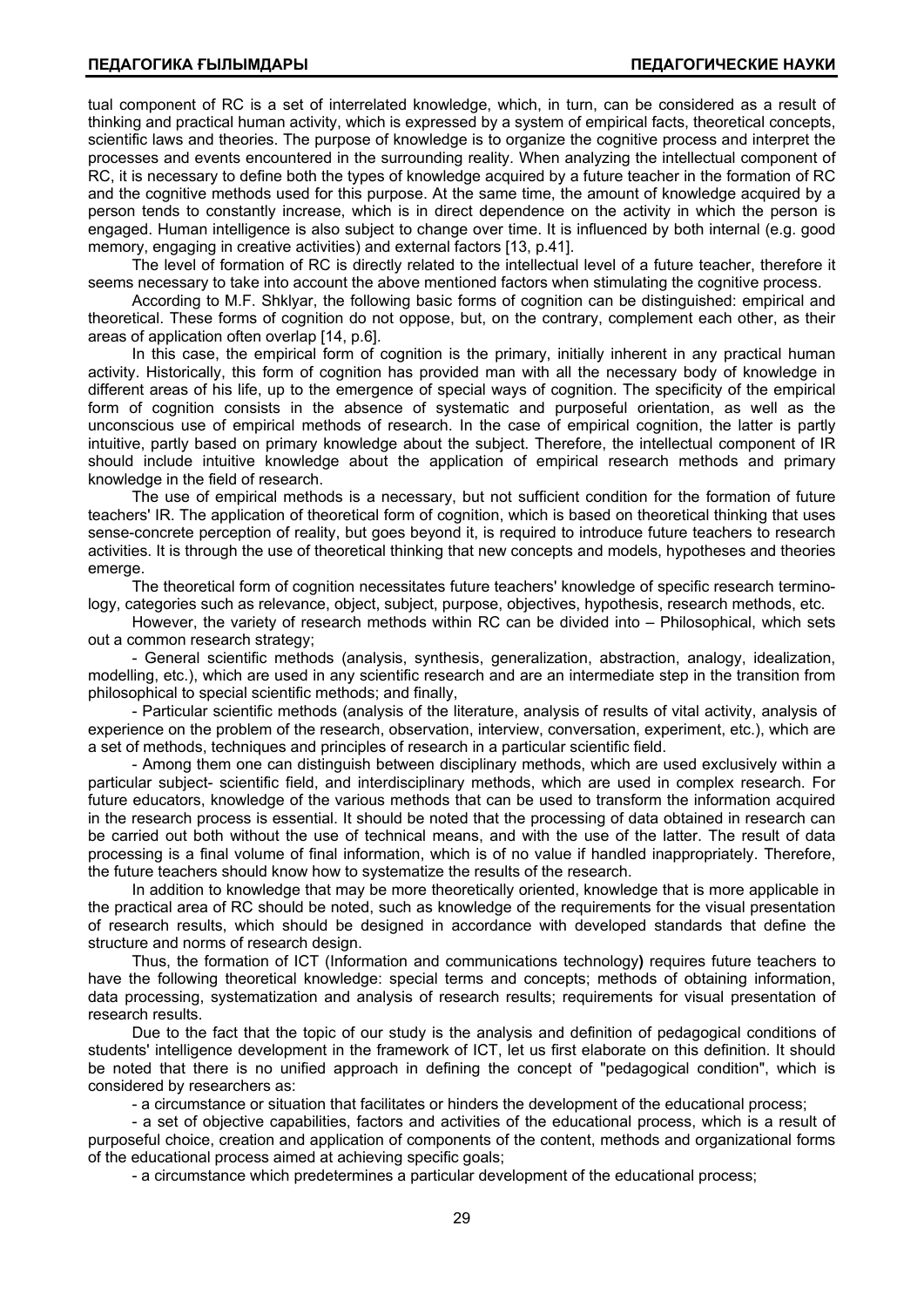tual component of RC is a set of interrelated knowledge, which, in turn, can be considered as a result of thinking and practical human activity, which is expressed by a system of empirical facts, theoretical concepts, scientific laws and theories. The purpose of knowledge is to organize the cognitive process and interpret the processes and events encountered in the surrounding reality. When analyzing the intellectual component of RC, it is necessary to define both the types of knowledge acquired by a future teacher in the formation of RC and the cognitive methods used for this purpose. At the same time, the amount of knowledge acquired by a person tends to constantly increase, which is in direct dependence on the activity in which the person is engaged. Human intelligence is also subject to change over time. It is influenced by both internal (e.g. good memory, engaging in creative activities) and external factors [13, p.41].

The level of formation of RC is directly related to the intellectual level of a future teacher, therefore it seems necessary to take into account the above mentioned factors when stimulating the cognitive process.

According to M.F. Shklyar, the following basic forms of cognition can be distinguished: empirical and theoretical. These forms of cognition do not oppose, but, on the contrary, complement each other, as their areas of application often overlap [14, p.6].

In this case, the empirical form of cognition is the primary, initially inherent in any practical human activity. Historically, this form of cognition has provided man with all the necessary body of knowledge in different areas of his life, up to the emergence of special ways of cognition. The specificity of the empirical form of cognition consists in the absence of systematic and purposeful orientation, as well as the unconscious use of empirical methods of research. In the case of empirical cognition, the latter is partly intuitive, partly based on primary knowledge about the subject. Therefore, the intellectual component of IR should include intuitive knowledge about the application of empirical research methods and primary knowledge in the field of research.

The use of empirical methods is a necessary, but not sufficient condition for the formation of future teachers' IR. The application of theoretical form of cognition, which is based on theoretical thinking that uses sense-concrete perception of reality, but goes beyond it, is required to introduce future teachers to research activities. It is through the use of theoretical thinking that new concepts and models, hypotheses and theories emerge.

The theoretical form of cognition necessitates future teachers' knowledge of specific research terminology, categories such as relevance, object, subject, purpose, objectives, hypothesis, research methods, etc.

However, the variety of research methods within RC can be divided into – Philosophical, which sets out a common research strategy;

- General scientific methods (analysis, synthesis, generalization, abstraction, analogy, idealization, modelling, etc.), which are used in any scientific research and are an intermediate step in the transition from philosophical to special scientific methods; and finally,

- Particular scientific methods (analysis of the literature, analysis of results of vital activity, analysis of experience on the problem of the research, observation, interview, conversation, experiment, etc.), which are a set of methods, techniques and principles of research in a particular scientific field.

- Among them one can distinguish between disciplinary methods, which are used exclusively within a particular subject- scientific field, and interdisciplinary methods, which are used in complex research. For future educators, knowledge of the various methods that can be used to transform the information acquired in the research process is essential. It should be noted that the processing of data obtained in research can be carried out both without the use of technical means, and with the use of the latter. The result of data processing is a final volume of final information, which is of no value if handled inappropriately. Therefore, the future teachers should know how to systematize the results of the research.

In addition to knowledge that may be more theoretically oriented, knowledge that is more applicable in the practical area of RC should be noted, such as knowledge of the requirements for the visual presentation of research results, which should be designed in accordance with developed standards that define the structure and norms of research design.

Thus, the formation of ICT (Information and communications technology**)** requires future teachers to have the following theoretical knowledge: special terms and concepts; methods of obtaining information, data processing, systematization and analysis of research results; requirements for visual presentation of research results.

Due to the fact that the topic of our study is the analysis and definition of pedagogical conditions of students' intelligence development in the framework of ICT, let us first elaborate on this definition. It should be noted that there is no unified approach in defining the concept of "pedagogical condition", which is considered by researchers as:

- a circumstance or situation that facilitates or hinders the development of the educational process;
- a set of objective capabilities, factors and activities of the educational process, which is a result of purposeful choice, creation and application of components of the content, methods and organizational forms of the educational process aimed at achieving specific goals;
- a circumstance which predetermines a particular development of the educational process;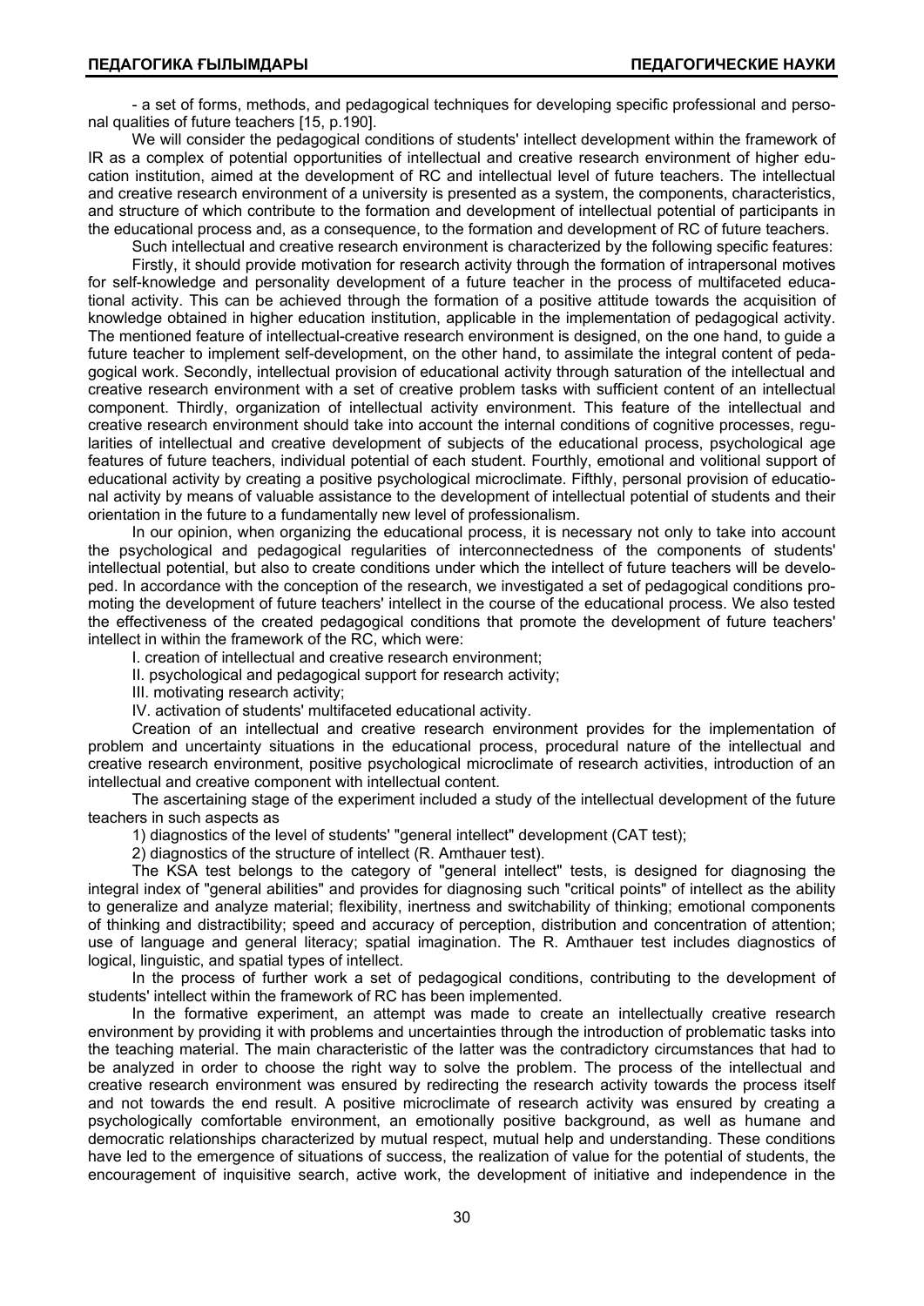- a set of forms, methods, and pedagogical techniques for developing specific professional and personal qualities of future teachers [15, p.190].

We will consider the pedagogical conditions of students' intellect development within the framework of IR as a complex of potential opportunities of intellectual and creative research environment of higher education institution, aimed at the development of RC and intellectual level of future teachers. The intellectual and creative research environment of a university is presented as a system, the components, characteristics, and structure of which contribute to the formation and development of intellectual potential of participants in the educational process and, as a consequence, to the formation and development of RC of future teachers.

Such intellectual and creative research environment is characterized by the following specific features:

Firstly, it should provide motivation for research activity through the formation of intrapersonal motives for self-knowledge and personality development of a future teacher in the process of multifaceted educational activity. This can be achieved through the formation of a positive attitude towards the acquisition of knowledge obtained in higher education institution, applicable in the implementation of pedagogical activity. The mentioned feature of intellectual-creative research environment is designed, on the one hand, to guide a future teacher to implement self-development, on the other hand, to assimilate the integral content of pedagogical work. Secondly, intellectual provision of educational activity through saturation of the intellectual and creative research environment with a set of creative problem tasks with sufficient content of an intellectual component. Thirdly, organization of intellectual activity environment. This feature of the intellectual and creative research environment should take into account the internal conditions of cognitive processes, regularities of intellectual and creative development of subjects of the educational process, psychological age features of future teachers, individual potential of each student. Fourthly, emotional and volitional support of educational activity by creating a positive psychological microclimate. Fifthly, personal provision of educational activity by means of valuable assistance to the development of intellectual potential of students and their orientation in the future to a fundamentally new level of professionalism.

In our opinion, when organizing the educational process, it is necessary not only to take into account the psychological and pedagogical regularities of interconnectedness of the components of students' intellectual potential, but also to create conditions under which the intellect of future teachers will be developed. In accordance with the conception of the research, we investigated a set of pedagogical conditions promoting the development of future teachers' intellect in the course of the educational process. We also tested the effectiveness of the created pedagogical conditions that promote the development of future teachers' intellect in within the framework of the RC, which were:

I. creation of intellectual and creative research environment;

II. psychological and pedagogical support for research activity;

III. motivating research activity;

IV. activation of students' multifaceted educational activity.

Creation of an intellectual and creative research environment provides for the implementation of problem and uncertainty situations in the educational process, procedural nature of the intellectual and creative research environment, positive psychological microclimate of research activities, introduction of an intellectual and creative component with intellectual content.

The ascertaining stage of the experiment included a study of the intellectual development of the future teachers in such aspects as

1) diagnostics of the level of students' "general intellect" development (CAT test);

2) diagnostics of the structure of intellect (R. Amthauer test).

The KSA test belongs to the category of "general intellect" tests, is designed for diagnosing the integral index of "general abilities" and provides for diagnosing such "critical points" of intellect as the ability to generalize and analyze material; flexibility, inertness and switchability of thinking; emotional components of thinking and distractibility; speed and accuracy of perception, distribution and concentration of attention; use of language and general literacy; spatial imagination. The R. Amthauer test includes diagnostics of logical, linguistic, and spatial types of intellect.

In the process of further work a set of pedagogical conditions, contributing to the development of students' intellect within the framework of RC has been implemented.

In the formative experiment, an attempt was made to create an intellectually creative research environment by providing it with problems and uncertainties through the introduction of problematic tasks into the teaching material. The main characteristic of the latter was the contradictory circumstances that had to be analyzed in order to choose the right way to solve the problem. The process of the intellectual and creative research environment was ensured by redirecting the research activity towards the process itself and not towards the end result. A positive microclimate of research activity was ensured by creating a psychologically comfortable environment, an emotionally positive background, as well as humane and democratic relationships characterized by mutual respect, mutual help and understanding. These conditions have led to the emergence of situations of success, the realization of value for the potential of students, the encouragement of inquisitive search, active work, the development of initiative and independence in the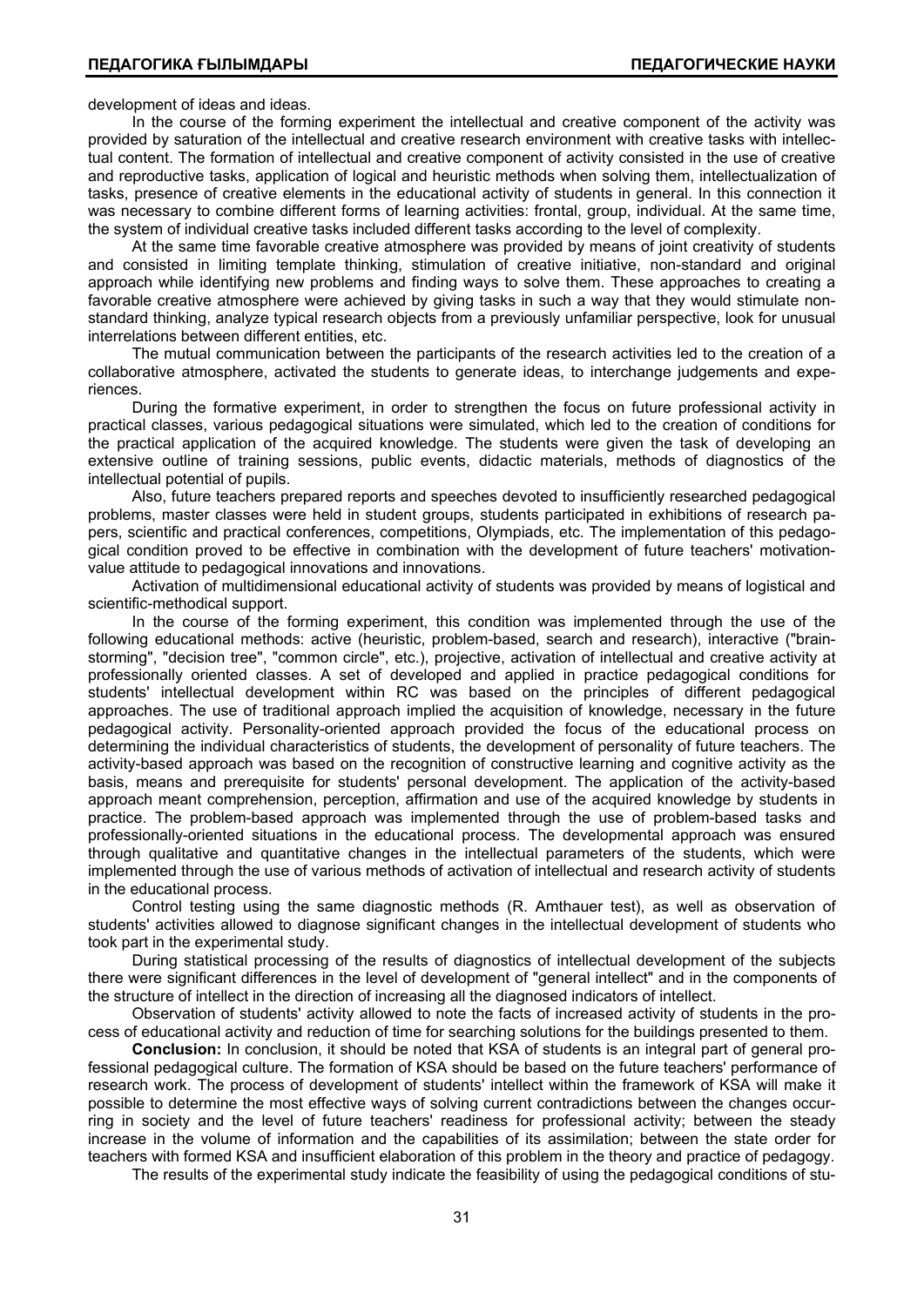development of ideas and ideas.

In the course of the forming experiment the intellectual and creative component of the activity was provided by saturation of the intellectual and creative research environment with creative tasks with intellectual content. The formation of intellectual and creative component of activity consisted in the use of creative and reproductive tasks, application of logical and heuristic methods when solving them, intellectualization of tasks, presence of creative elements in the educational activity of students in general. In this connection it was necessary to combine different forms of learning activities: frontal, group, individual. At the same time, the system of individual creative tasks included different tasks according to the level of complexity.

At the same time favorable creative atmosphere was provided by means of joint creativity of students and consisted in limiting template thinking, stimulation of creative initiative, non-standard and original approach while identifying new problems and finding ways to solve them. These approaches to creating a favorable creative atmosphere were achieved by giving tasks in such a way that they would stimulate non-standard thinking, analyze typical research objects from a previously unfamiliar perspective, look for unusual interrelations between different entities, etc.

The mutual communication between the participants of the research activities led to the creation of a collaborative atmosphere, activated the students to generate ideas, to interchange judgements and experiences.

During the formative experiment, in order to strengthen the focus on future professional activity in practical classes, various pedagogical situations were simulated, which led to the creation of conditions for the practical application of the acquired knowledge. The students were given the task of developing an extensive outline of training sessions, public events, didactic materials, methods of diagnostics of the intellectual potential of pupils.

Also, future teachers prepared reports and speeches devoted to insufficiently researched pedagogical problems, master classes were held in student groups, students participated in exhibitions of research papers, scientific and practical conferences, competitions, Olympiads, etc. The implementation of this pedagogical condition proved to be effective in combination with the development of future teachers' motivation-value attitude to pedagogical innovations and innovations.

Activation of multidimensional educational activity of students was provided by means of logistical and scientific-methodical support.

In the course of the forming experiment, this condition was implemented through the use of the following educational methods: active (heuristic, problem-based, search and research), interactive ("brainstorming", "decision tree", "common circle", etc.), projective, activation of intellectual and creative activity at professionally oriented classes. A set of developed and applied in practice pedagogical conditions for students' intellectual development within RC was based on the principles of different pedagogical approaches. The use of traditional approach implied the acquisition of knowledge, necessary in the future pedagogical activity. Personality-oriented approach provided the focus of the educational process on determining the individual characteristics of students, the development of personality of future teachers. The activity-based approach was based on the recognition of constructive learning and cognitive activity as the basis, means and prerequisite for students' personal development. The application of the activity-based approach meant comprehension, perception, affirmation and use of the acquired knowledge by students in practice. The problem-based approach was implemented through the use of problem-based tasks and professionally-oriented situations in the educational process. The developmental approach was ensured through qualitative and quantitative changes in the intellectual parameters of the students, which were implemented through the use of various methods of activation of intellectual and research activity of students in the educational process.

Control testing using the same diagnostic methods (R. Amthauer test), as well as observation of students' activities allowed to diagnose significant changes in the intellectual development of students who took part in the experimental study.

During statistical processing of the results of diagnostics of intellectual development of the subjects there were significant differences in the level of development of "general intellect" and in the components of the structure of intellect in the direction of increasing all the diagnosed indicators of intellect.

Observation of students' activity allowed to note the facts of increased activity of students in the process of educational activity and reduction of time for searching solutions for the buildings presented to them.

**Conclusion:** In conclusion, it should be noted that KSA of students is an integral part of general professional pedagogical culture. The formation of KSA should be based on the future teachers' performance of research work. The process of development of students' intellect within the framework of KSA will make it possible to determine the most effective ways of solving current contradictions between the changes occurring in society and the level of future teachers' readiness for professional activity; between the steady increase in the volume of information and the capabilities of its assimilation; between the state order for teachers with formed KSA and insufficient elaboration of this problem in the theory and practice of pedagogy.

The results of the experimental study indicate the feasibility of using the pedagogical conditions of stu-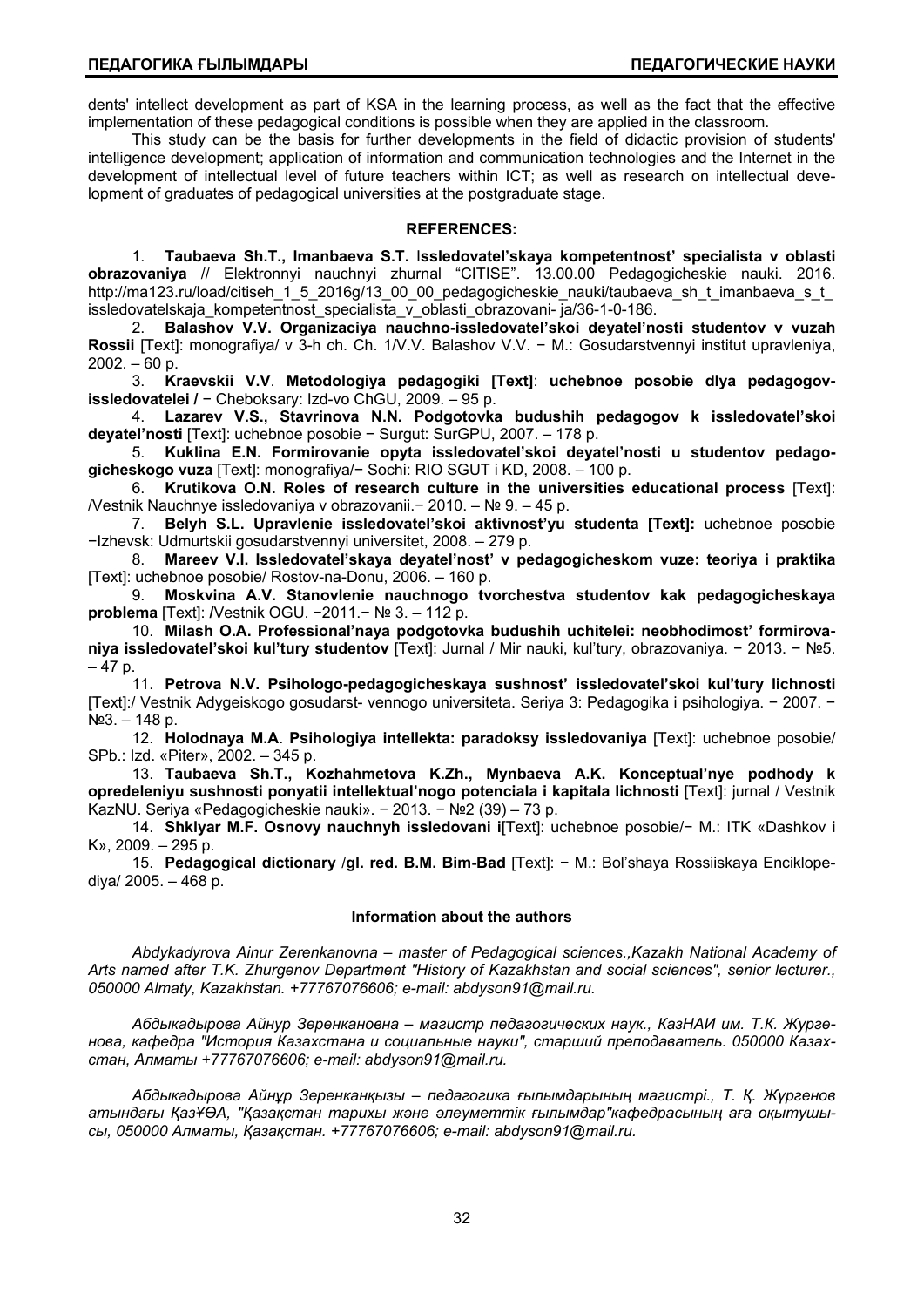dents' intellect development as part of KSA in the learning process, as well as the fact that the effective implementation of these pedagogical conditions is possible when they are applied in the classroom.

This study can be the basis for further developments in the field of didactic provision of students' intelligence development; application of information and communication technologies and the Internet in the development of intellectual level of future teachers within ICT; as well as research on intellectual development of graduates of pedagogical universities at the postgraduate stage.

## REFERENCES:

1. **Taubaeva Sh.T., Imanbaeva S.T. Issledovatel'skaya kompetentnost' specialista v oblasti obrazovaniya** // Elektronnyi nauchnyi zhurnal "CITISE". 13.00.00 Pedagogicheskie nauki. 2016. http://ma123.ru/load/citiseh_1_5_2016g/13_00_00_pedagogicheskie_nauki/taubaeva_sh_t_imanbaeva_s_t_issledovatelskaja_kompetentnost_specialista_v_oblasti_obrazovani- ja/36-1-0-186.
2. **Balashov V.V. Organizaciya nauchno-issledovatel'skoi deyatel'nosti studentov v vuzah Rossii** [Text]: monografiya/ v 3-h ch. Ch. 1/V.V. Balashov V.V. − M.: Gosudarstvennyi institut upravleniya, 2002. – 60 p.
3. **Kraevskii V.V**. **Metodologiya pedagogiki [Text]**: **uchebnoe posobie dlya pedagogov-issledovatelei /** − Cheboksary: Izd-vo ChGU, 2009. – 95 p.
4. **Lazarev V.S., Stavrinova N.N. Podgotovka budushih pedagogov k issledovatel'skoi deyatel'nosti** [Text]: uchebnoe posobie − Surgut: SurGPU, 2007. – 178 p.
5. **Kuklina E.N. Formirovanie opyta issledovatel'skoi deyatel'nosti u studentov pedagogicheskogo vuza** [Text]: monografiya/− Sochi: RIO SGUT i KD, 2008. – 100 p.
6. **Krutikova O.N. Roles of research culture in the universities educational process** [Text]: /Vestnik Nauchnye issledovaniya v obrazovanii.− 2010. – № 9. – 45 p.
7. **Belyh S.L. Upravlenie issledovatel'skoi aktivnost'yu studenta [Text]:** uchebnoe posobie −Izhevsk: Udmurtskii gosudarstvennyi universitet, 2008. – 279 p.
8. **Mareev V.I. Issledovatel'skaya deyatel'nost' v pedagogicheskom vuze: teoriya i praktika** [Text]: uchebnoe posobie/ Rostov-na-Donu, 2006. – 160 p.
9. **Moskvina A.V. Stanovlenie nauchnogo tvorchestva studentov kak pedagogicheskaya problema** [Text]: **/**Vestnik OGU. −2011.− № 3. – 112 p.
10. **Milash O.A. Professional'naya podgotovka budushih uchitelei: neobhodimost' formirovaniya issledovatel'skoi kul'tury studentov** [Text]: Jurnal / Mir nauki, kul'tury, obrazovaniya. − 2013. − №5. – 47 p.
11. **Petrova N.V. Psihologo-pedagogicheskaya sushnost' issledovatel'skoi kul'tury lichnosti** [Text]:/ Vestnik Adygeiskogo gosudarst- vennogo universiteta. Seriya 3: Pedagogika i psihologiya. − 2007. − №3. – 148 p.
12. **Holodnaya M.A**. **Psihologiya intellekta: paradoksy issledovaniya** [Text]: uchebnoe posobie/ SPb.: Izd. «Piter», 2002. – 345 p.
13. **Taubaeva Sh.T., Kozhahmetova K.Zh., Mynbaeva A.K. Konceptual'nye podhody k opredeleniyu sushnosti ponyatii intellektual'nogo potenciala i kapitala lichnosti** [Text]: jurnal / Vestnik KazNU. Seriya «Pedagogicheskie nauki». − 2013. − №2 (39) – 73 p.
14. **Shklyar M.F. Osnovy nauchnyh issledovani i**[Text]: uchebnoe posobie/− M.: ITK «Dashkov i K», 2009. – 295 p.
15. **Pedagogical dictionary /gl. red. B.M. Bim-Bad** [Text]: − M.: Bol'shaya Rossiiskaya Enciklopediya/ 2005. – 468 p.

## Information about the authors

*Abdykadyrova Ainur Zerenkanovna – master of Pedagogical sciences.,Kazakh National Academy of Arts named after T.K. Zhurgenov Department "History of Kazakhstan and social sciences", senior lecturer., 050000 Almaty, Kazakhstan. +77767076606; e-mail: abdyson91@mail.ru.*

*Абдыкадырова Айнур Зеренкановна – магистр педагогических наук., КазНАИ им. Т.К. Жургенова, кафедра "История Казахстана и социальные науки", старший преподаватель. 050000 Казахстан, Алматы +77767076606; e-mail: abdyson91@mail.ru.*

*Абдыкадырова Айнұр Зеренканқызы – педагогика ғылымдарының магистрі., Т. Қ. Жүргенов атындағы ҚазҰӨА, "Қазақстан тарихы және әлеуметтік ғылымдар"кафедрасының аға оқытушысы, 050000 Алматы, Қазақстан. +77767076606; e-mail: abdyson91@mail.ru.*